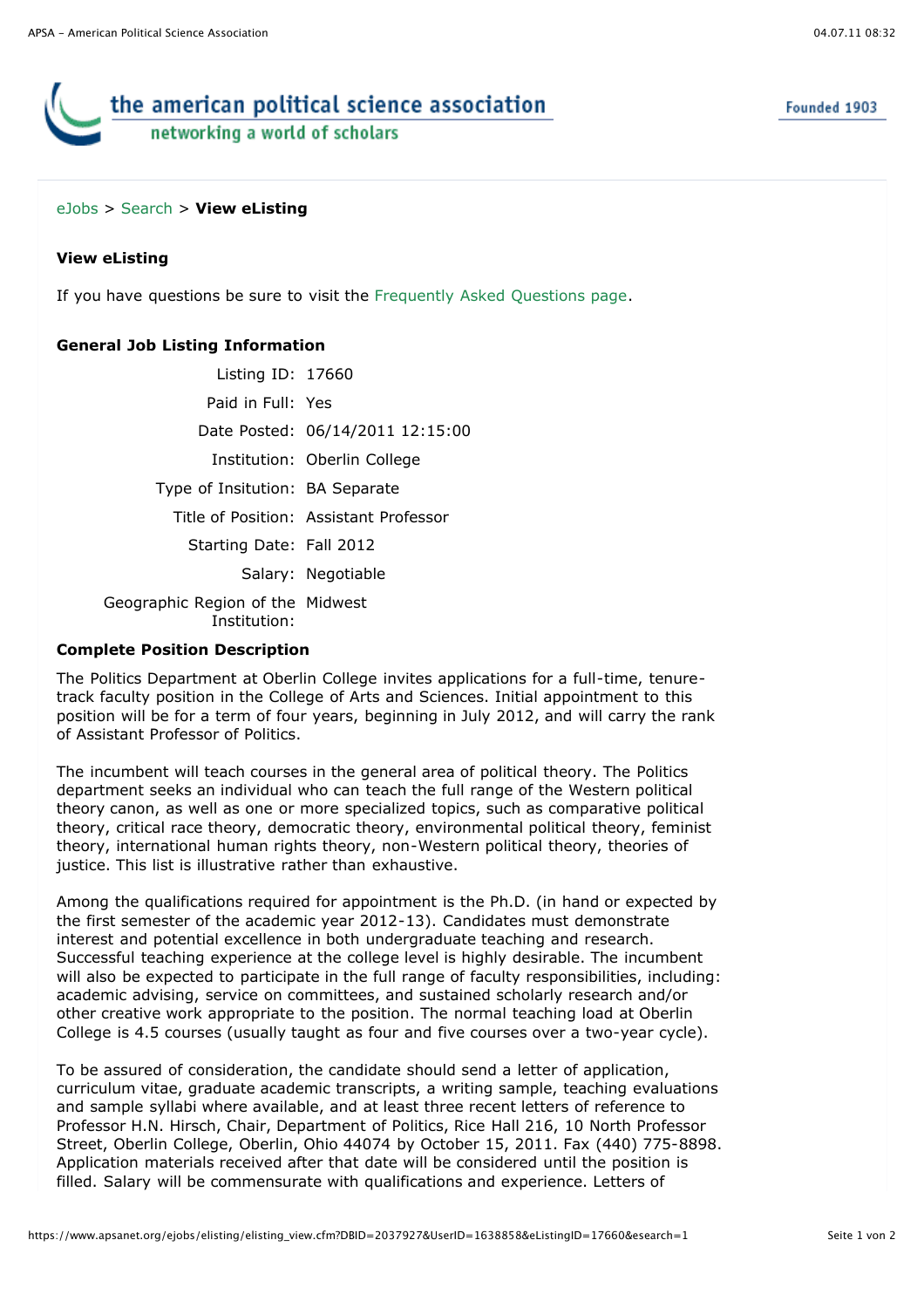the american political science association
networking a world of scholars

Founded 1903

eJobs > Search > **View eListing**

### View eListing

If you have questions be sure to visit the Frequently Asked Questions page.

#### General Job Listing Information

| | |
|---|---|
| Listing ID: | 17660 |
| Paid in Full: | Yes |
| Date Posted: | 06/14/2011 12:15:00 |
| Institution: | Oberlin College |
| Type of Insitution: | BA Separate |
| Title of Position: | Assistant Professor |
| Starting Date: | Fall 2012 |
| Salary: | Negotiable |
| Geographic Region of the Institution: | Midwest |

#### Complete Position Description

The Politics Department at Oberlin College invites applications for a full-time, tenure-track faculty position in the College of Arts and Sciences. Initial appointment to this position will be for a term of four years, beginning in July 2012, and will carry the rank of Assistant Professor of Politics.

The incumbent will teach courses in the general area of political theory. The Politics department seeks an individual who can teach the full range of the Western political theory canon, as well as one or more specialized topics, such as comparative political theory, critical race theory, democratic theory, environmental political theory, feminist theory, international human rights theory, non-Western political theory, theories of justice. This list is illustrative rather than exhaustive.

Among the qualifications required for appointment is the Ph.D. (in hand or expected by the first semester of the academic year 2012-13). Candidates must demonstrate interest and potential excellence in both undergraduate teaching and research. Successful teaching experience at the college level is highly desirable. The incumbent will also be expected to participate in the full range of faculty responsibilities, including: academic advising, service on committees, and sustained scholarly research and/or other creative work appropriate to the position. The normal teaching load at Oberlin College is 4.5 courses (usually taught as four and five courses over a two-year cycle).

To be assured of consideration, the candidate should send a letter of application, curriculum vitae, graduate academic transcripts, a writing sample, teaching evaluations and sample syllabi where available, and at least three recent letters of reference to Professor H.N. Hirsch, Chair, Department of Politics, Rice Hall 216, 10 North Professor Street, Oberlin College, Oberlin, Ohio 44074 by October 15, 2011. Fax (440) 775-8898. Application materials received after that date will be considered until the position is filled. Salary will be commensurate with qualifications and experience. Letters of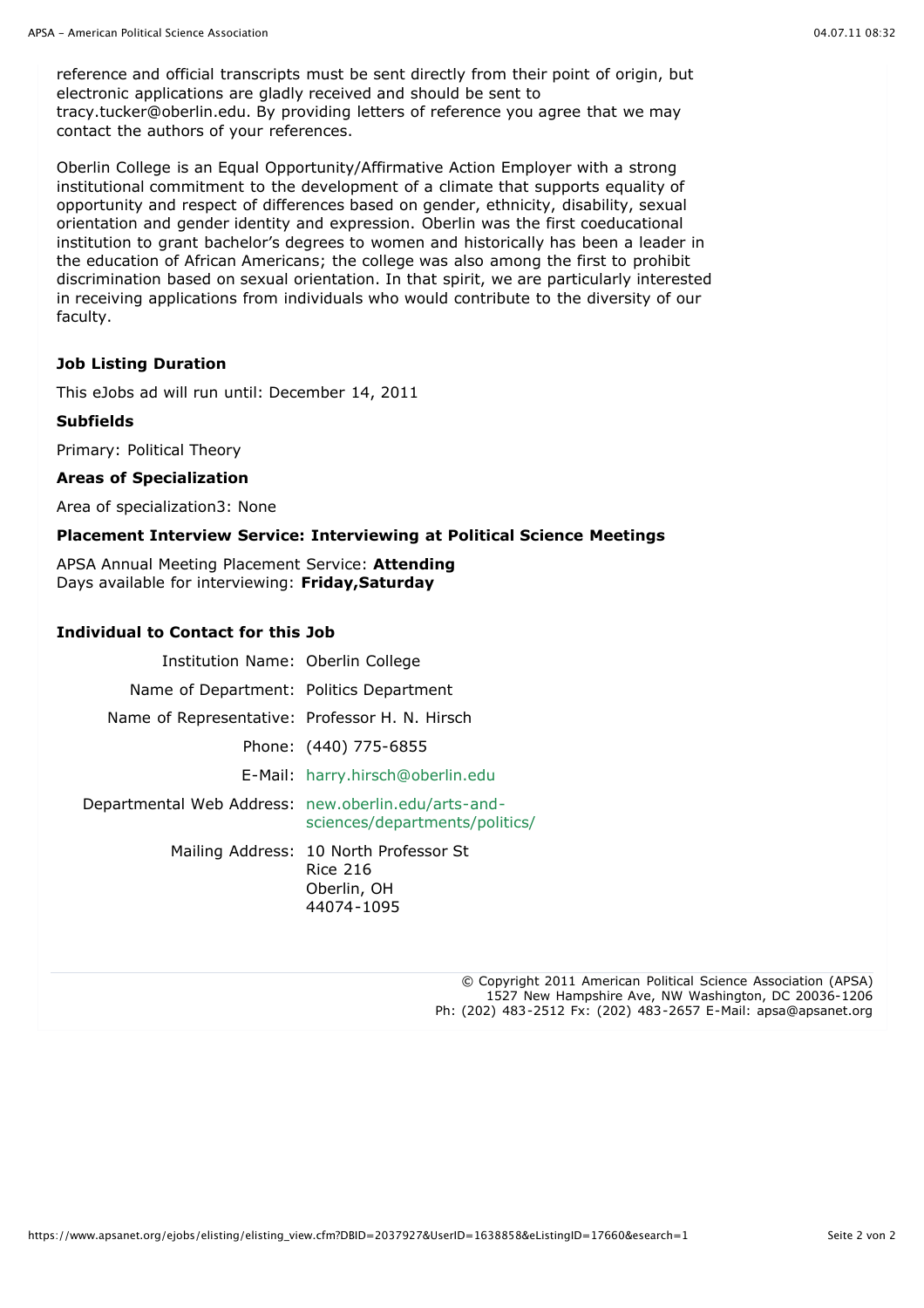reference and official transcripts must be sent directly from their point of origin, but electronic applications are gladly received and should be sent to tracy.tucker@oberlin.edu. By providing letters of reference you agree that we may contact the authors of your references.

Oberlin College is an Equal Opportunity/Affirmative Action Employer with a strong institutional commitment to the development of a climate that supports equality of opportunity and respect of differences based on gender, ethnicity, disability, sexual orientation and gender identity and expression. Oberlin was the first coeducational institution to grant bachelor's degrees to women and historically has been a leader in the education of African Americans; the college was also among the first to prohibit discrimination based on sexual orientation. In that spirit, we are particularly interested in receiving applications from individuals who would contribute to the diversity of our faculty.

**Job Listing Duration**

This eJobs ad will run until: December 14, 2011

**Subfields**

Primary: Political Theory

**Areas of Specialization**

Area of specialization3: None

**Placement Interview Service: Interviewing at Political Science Meetings**

APSA Annual Meeting Placement Service: **Attending**
Days available for interviewing: **Friday,Saturday**

**Individual to Contact for this Job**

| | |
|---|---|
| Institution Name: | Oberlin College |
| Name of Department: | Politics Department |
| Name of Representative: | Professor H. N. Hirsch |
| Phone: | (440) 775-6855 |
| E-Mail: | harry.hirsch@oberlin.edu |
| Departmental Web Address: | new.oberlin.edu/arts-and-sciences/departments/politics/ |
| Mailing Address: | 10 North Professor St<br>Rice 216<br>Oberlin, OH<br>44074-1095 |

© Copyright 2011 American Political Science Association (APSA)
1527 New Hampshire Ave, NW Washington, DC 20036-1206
Ph: (202) 483-2512 Fx: (202) 483-2657 E-Mail: apsa@apsanet.org